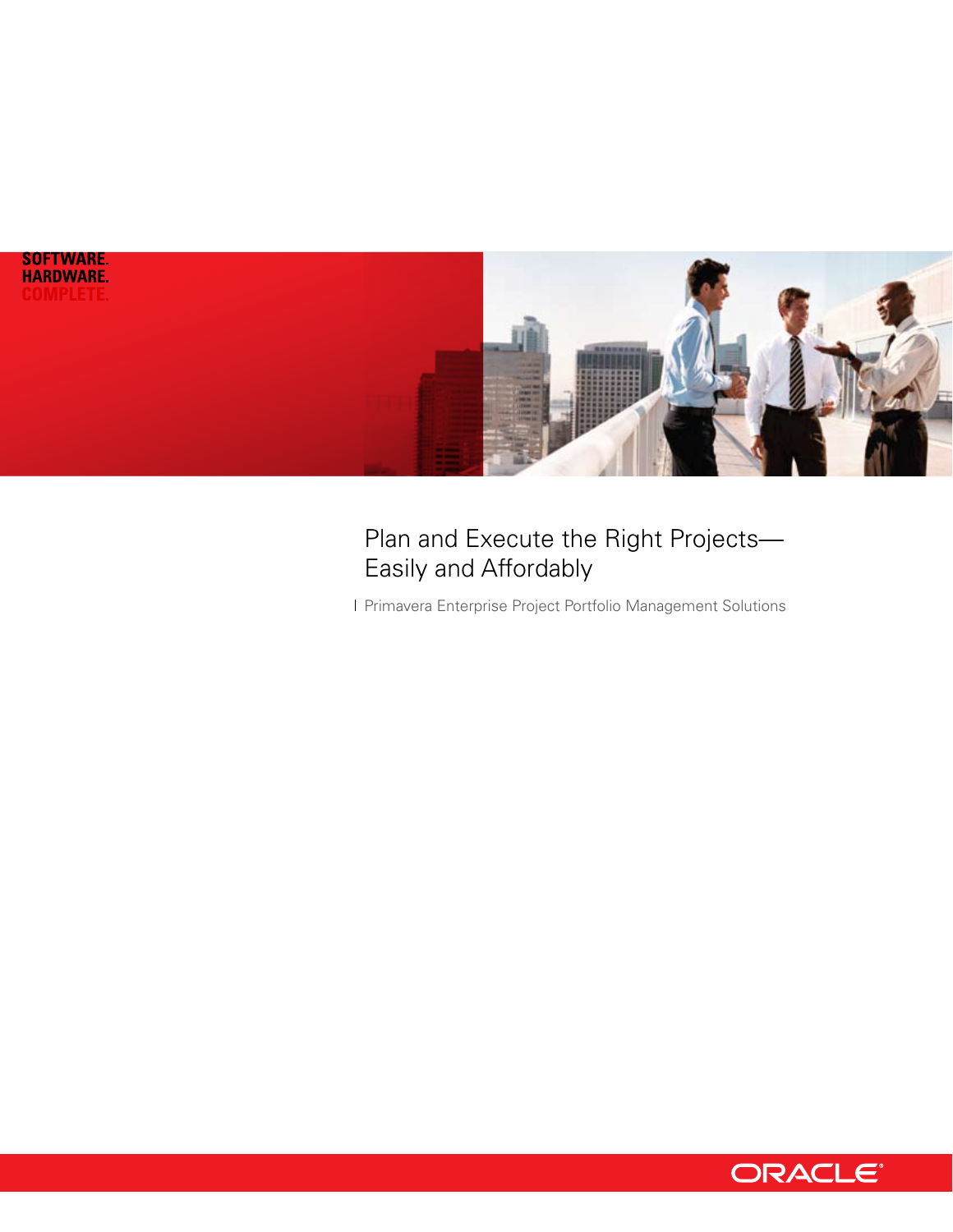SOFTWARE.
HARDWARE.
COMPLETE.

# Plan and Execute the Right Projects—Easily and Affordably

Primavera Enterprise Project Portfolio Management Solutions

ORACLE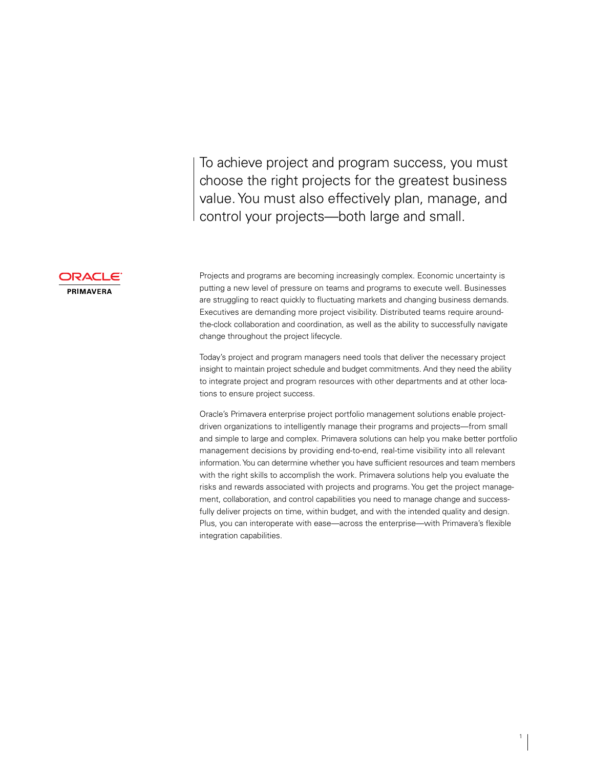> To achieve project and program success, you must choose the right projects for the greatest business value. You must also effectively plan, manage, and control your projects—both large and small.

ORACLE
PRIMAVERA

Projects and programs are becoming increasingly complex. Economic uncertainty is putting a new level of pressure on teams and programs to execute well. Businesses are struggling to react quickly to fluctuating markets and changing business demands. Executives are demanding more project visibility. Distributed teams require around-the-clock collaboration and coordination, as well as the ability to successfully navigate change throughout the project lifecycle.

Today's project and program managers need tools that deliver the necessary project insight to maintain project schedule and budget commitments. And they need the ability to integrate project and program resources with other departments and at other locations to ensure project success.

Oracle's Primavera enterprise project portfolio management solutions enable project-driven organizations to intelligently manage their programs and projects—from small and simple to large and complex. Primavera solutions can help you make better portfolio management decisions by providing end-to-end, real-time visibility into all relevant information. You can determine whether you have sufficient resources and team members with the right skills to accomplish the work. Primavera solutions help you evaluate the risks and rewards associated with projects and programs. You get the project management, collaboration, and control capabilities you need to manage change and successfully deliver projects on time, within budget, and with the intended quality and design. Plus, you can interoperate with ease—across the enterprise—with Primavera's flexible integration capabilities.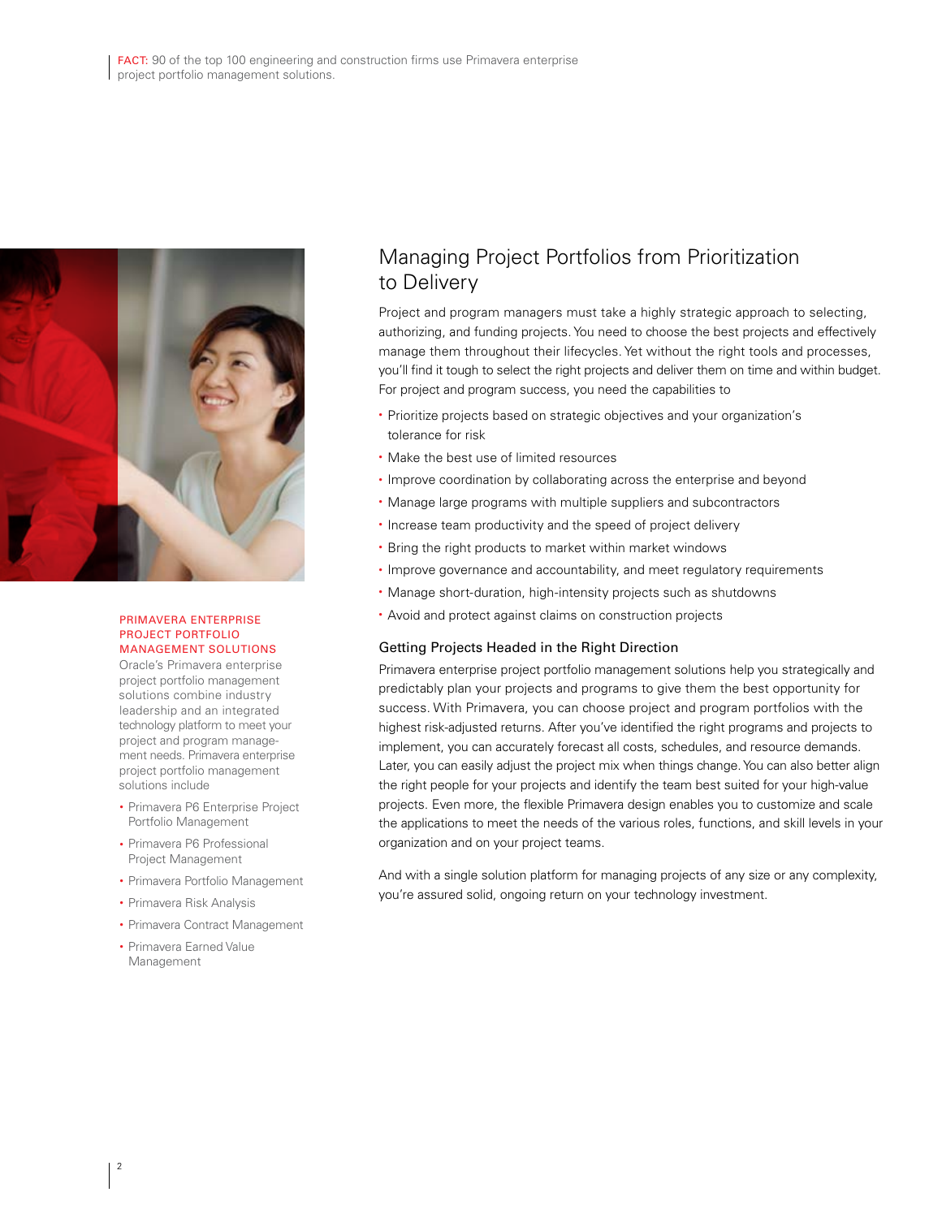FACT: 90 of the top 100 engineering and construction firms use Primavera enterprise project portfolio management solutions.

## Managing Project Portfolios from Prioritization to Delivery

Project and program managers must take a highly strategic approach to selecting, authorizing, and funding projects. You need to choose the best projects and effectively manage them throughout their lifecycles. Yet without the right tools and processes, you'll find it tough to select the right projects and deliver them on time and within budget. For project and program success, you need the capabilities to

- Prioritize projects based on strategic objectives and your organization's tolerance for risk
- Make the best use of limited resources
- Improve coordination by collaborating across the enterprise and beyond
- Manage large programs with multiple suppliers and subcontractors
- Increase team productivity and the speed of project delivery
- Bring the right products to market within market windows
- Improve governance and accountability, and meet regulatory requirements
- Manage short-duration, high-intensity projects such as shutdowns
- Avoid and protect against claims on construction projects

### Getting Projects Headed in the Right Direction

Primavera enterprise project portfolio management solutions help you strategically and predictably plan your projects and programs to give them the best opportunity for success. With Primavera, you can choose project and program portfolios with the highest risk-adjusted returns. After you've identified the right programs and projects to implement, you can accurately forecast all costs, schedules, and resource demands. Later, you can easily adjust the project mix when things change. You can also better align the right people for your projects and identify the team best suited for your high-value projects. Even more, the flexible Primavera design enables you to customize and scale the applications to meet the needs of the various roles, functions, and skill levels in your organization and on your project teams.

And with a single solution platform for managing projects of any size or any complexity, you're assured solid, ongoing return on your technology investment.

### PRIMAVERA ENTERPRISE PROJECT PORTFOLIO MANAGEMENT SOLUTIONS

Oracle's Primavera enterprise project portfolio management solutions combine industry leadership and an integrated technology platform to meet your project and program management needs. Primavera enterprise project portfolio management solutions include

- Primavera P6 Enterprise Project Portfolio Management
- Primavera P6 Professional Project Management
- Primavera Portfolio Management
- Primavera Risk Analysis
- Primavera Contract Management
- Primavera Earned Value Management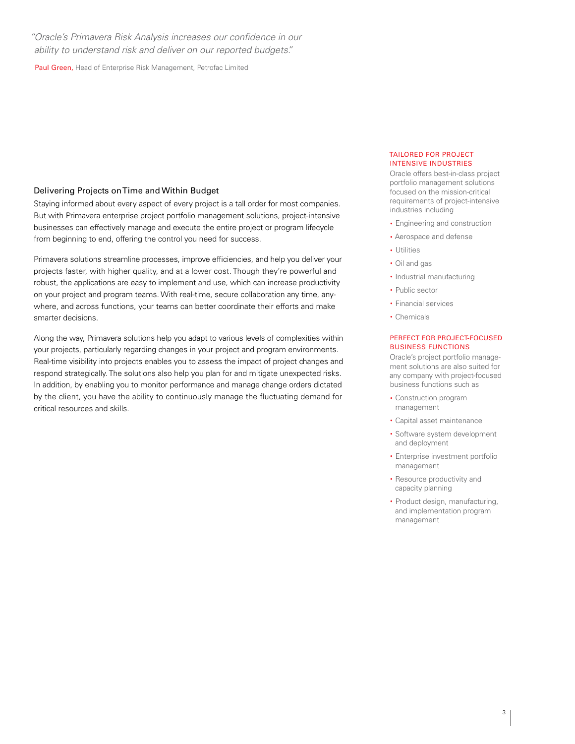*"Oracle's Primavera Risk Analysis increases our confidence in our ability to understand risk and deliver on our reported budgets."*

**Paul Green,** Head of Enterprise Risk Management, Petrofac Limited

## Delivering Projects on Time and Within Budget

Staying informed about every aspect of every project is a tall order for most companies. But with Primavera enterprise project portfolio management solutions, project-intensive businesses can effectively manage and execute the entire project or program lifecycle from beginning to end, offering the control you need for success.

Primavera solutions streamline processes, improve efficiencies, and help you deliver your projects faster, with higher quality, and at a lower cost. Though they're powerful and robust, the applications are easy to implement and use, which can increase productivity on your project and program teams. With real-time, secure collaboration any time, anywhere, and across functions, your teams can better coordinate their efforts and make smarter decisions.

Along the way, Primavera solutions help you adapt to various levels of complexities within your projects, particularly regarding changes in your project and program environments. Real-time visibility into projects enables you to assess the impact of project changes and respond strategically. The solutions also help you plan for and mitigate unexpected risks. In addition, by enabling you to monitor performance and manage change orders dictated by the client, you have the ability to continuously manage the fluctuating demand for critical resources and skills.

### TAILORED FOR PROJECT-INTENSIVE INDUSTRIES

Oracle offers best-in-class project portfolio management solutions focused on the mission-critical requirements of project-intensive industries including

- Engineering and construction
- Aerospace and defense
- Utilities
- Oil and gas
- Industrial manufacturing
- Public sector
- Financial services
- Chemicals

### PERFECT FOR PROJECT-FOCUSED BUSINESS FUNCTIONS

Oracle's project portfolio management solutions are also suited for any company with project-focused business functions such as

- Construction program management
- Capital asset maintenance
- Software system development and deployment
- Enterprise investment portfolio management
- Resource productivity and capacity planning
- Product design, manufacturing, and implementation program management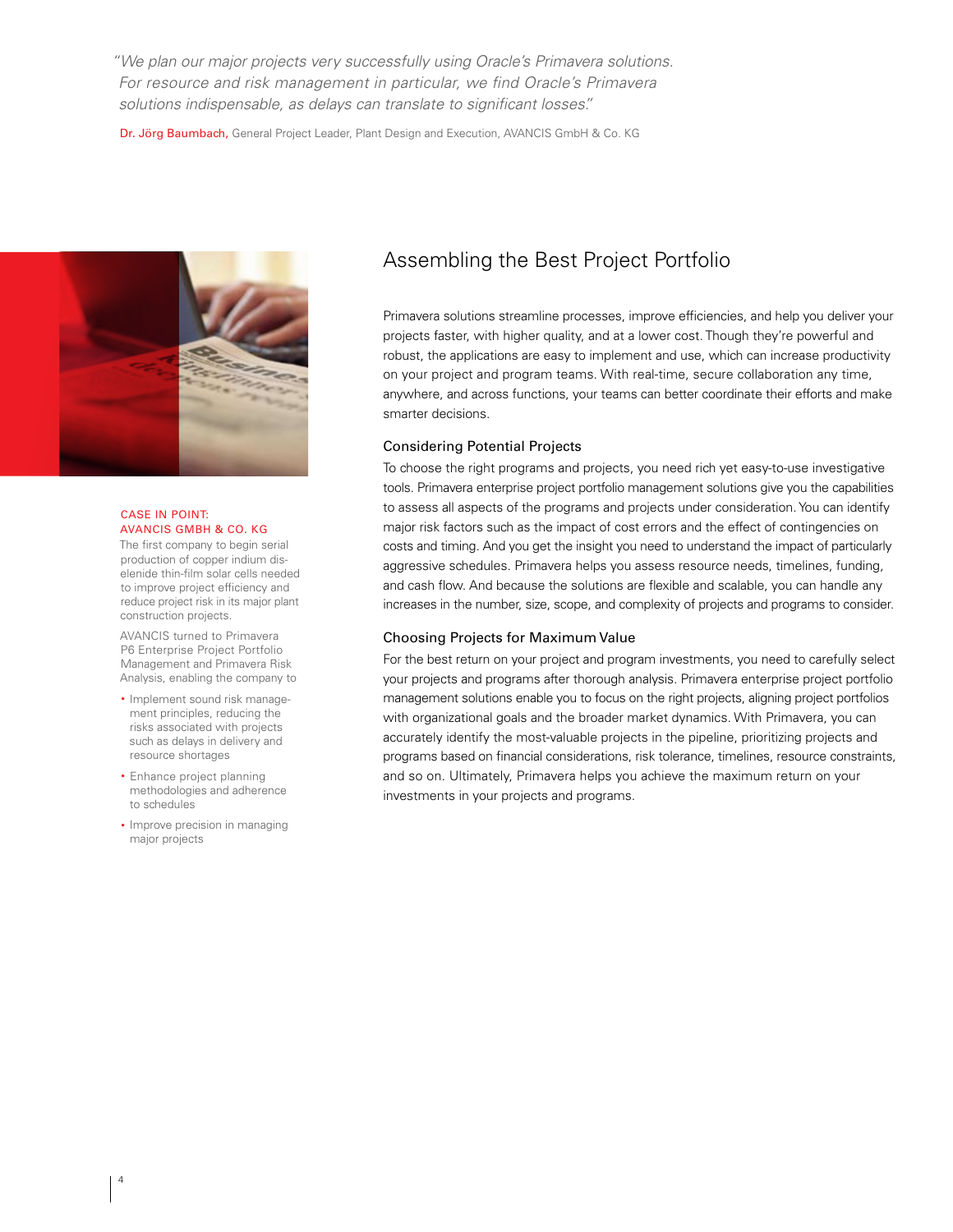*"We plan our major projects very successfully using Oracle's Primavera solutions. For resource and risk management in particular, we find Oracle's Primavera solutions indispensable, as delays can translate to significant losses."*

Dr. Jörg Baumbach, General Project Leader, Plant Design and Execution, AVANCIS GmbH & Co. KG

## Assembling the Best Project Portfolio

Primavera solutions streamline processes, improve efficiencies, and help you deliver your projects faster, with higher quality, and at a lower cost. Though they're powerful and robust, the applications are easy to implement and use, which can increase productivity on your project and program teams. With real-time, secure collaboration any time, anywhere, and across functions, your teams can better coordinate their efforts and make smarter decisions.

### Considering Potential Projects

To choose the right programs and projects, you need rich yet easy-to-use investigative tools. Primavera enterprise project portfolio management solutions give you the capabilities to assess all aspects of the programs and projects under consideration. You can identify major risk factors such as the impact of cost errors and the effect of contingencies on costs and timing. And you get the insight you need to understand the impact of particularly aggressive schedules. Primavera helps you assess resource needs, timelines, funding, and cash flow. And because the solutions are flexible and scalable, you can handle any increases in the number, size, scope, and complexity of projects and programs to consider.

### Choosing Projects for Maximum Value

For the best return on your project and program investments, you need to carefully select your projects and programs after thorough analysis. Primavera enterprise project portfolio management solutions enable you to focus on the right projects, aligning project portfolios with organizational goals and the broader market dynamics. With Primavera, you can accurately identify the most-valuable projects in the pipeline, prioritizing projects and programs based on financial considerations, risk tolerance, timelines, resource constraints, and so on. Ultimately, Primavera helps you achieve the maximum return on your investments in your projects and programs.

### CASE IN POINT: AVANCIS GMBH & CO. KG

The first company to begin serial production of copper indium diselenide thin-film solar cells needed to improve project efficiency and reduce project risk in its major plant construction projects.

AVANCIS turned to Primavera P6 Enterprise Project Portfolio Management and Primavera Risk Analysis, enabling the company to

- Implement sound risk management principles, reducing the risks associated with projects such as delays in delivery and resource shortages
- Enhance project planning methodologies and adherence to schedules
- Improve precision in managing major projects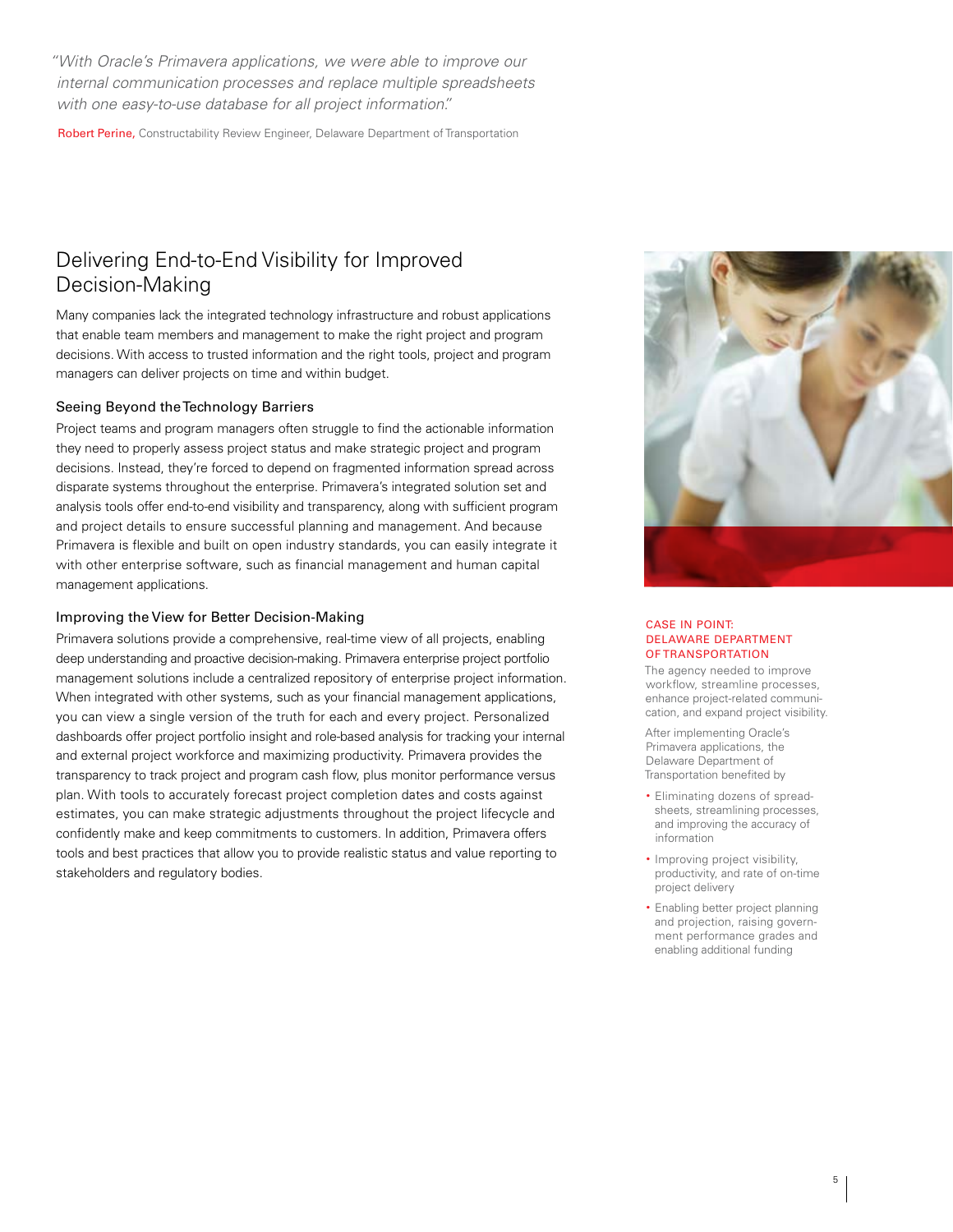*"With Oracle's Primavera applications, we were able to improve our internal communication processes and replace multiple spreadsheets with one easy-to-use database for all project information."*

**Robert Perine,** Constructability Review Engineer, Delaware Department of Transportation

## Delivering End-to-End Visibility for Improved Decision-Making

Many companies lack the integrated technology infrastructure and robust applications that enable team members and management to make the right project and program decisions. With access to trusted information and the right tools, project and program managers can deliver projects on time and within budget.

### Seeing Beyond the Technology Barriers

Project teams and program managers often struggle to find the actionable information they need to properly assess project status and make strategic project and program decisions. Instead, they're forced to depend on fragmented information spread across disparate systems throughout the enterprise. Primavera's integrated solution set and analysis tools offer end-to-end visibility and transparency, along with sufficient program and project details to ensure successful planning and management. And because Primavera is flexible and built on open industry standards, you can easily integrate it with other enterprise software, such as financial management and human capital management applications.

### Improving the View for Better Decision-Making

Primavera solutions provide a comprehensive, real-time view of all projects, enabling deep understanding and proactive decision-making. Primavera enterprise project portfolio management solutions include a centralized repository of enterprise project information. When integrated with other systems, such as your financial management applications, you can view a single version of the truth for each and every project. Personalized dashboards offer project portfolio insight and role-based analysis for tracking your internal and external project workforce and maximizing productivity. Primavera provides the transparency to track project and program cash flow, plus monitor performance versus plan. With tools to accurately forecast project completion dates and costs against estimates, you can make strategic adjustments throughout the project lifecycle and confidently make and keep commitments to customers. In addition, Primavera offers tools and best practices that allow you to provide realistic status and value reporting to stakeholders and regulatory bodies.

### CASE IN POINT: DELAWARE DEPARTMENT OF TRANSPORTATION

The agency needed to improve workflow, streamline processes, enhance project-related communication, and expand project visibility.

After implementing Oracle's Primavera applications, the Delaware Department of Transportation benefited by

- Eliminating dozens of spreadsheets, streamlining processes, and improving the accuracy of information
- Improving project visibility, productivity, and rate of on-time project delivery
- Enabling better project planning and projection, raising government performance grades and enabling additional funding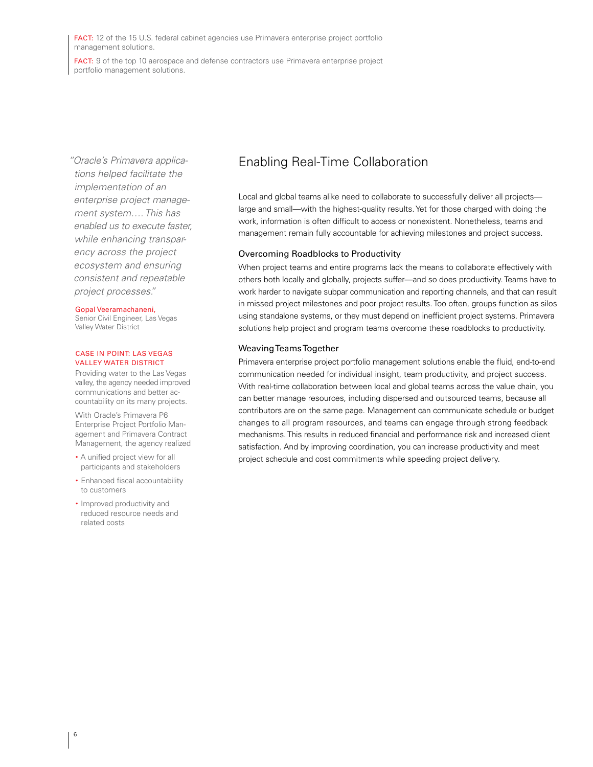FACT: 12 of the 15 U.S. federal cabinet agencies use Primavera enterprise project portfolio management solutions.

FACT: 9 of the top 10 aerospace and defense contractors use Primavera enterprise project portfolio management solutions.

## Enabling Real-Time Collaboration

Local and global teams alike need to collaborate to successfully deliver all projects—large and small—with the highest-quality results. Yet for those charged with doing the work, information is often difficult to access or nonexistent. Nonetheless, teams and management remain fully accountable for achieving milestones and project success.

### Overcoming Roadblocks to Productivity

When project teams and entire programs lack the means to collaborate effectively with others both locally and globally, projects suffer—and so does productivity. Teams have to work harder to navigate subpar communication and reporting channels, and that can result in missed project milestones and poor project results. Too often, groups function as silos using standalone systems, or they must depend on inefficient project systems. Primavera solutions help project and program teams overcome these roadblocks to productivity.

### Weaving Teams Together

Primavera enterprise project portfolio management solutions enable the fluid, end-to-end communication needed for individual insight, team productivity, and project success. With real-time collaboration between local and global teams across the value chain, you can better manage resources, including dispersed and outsourced teams, because all contributors are on the same page. Management can communicate schedule or budget changes to all program resources, and teams can engage through strong feedback mechanisms. This results in reduced financial and performance risk and increased client satisfaction. And by improving coordination, you can increase productivity and meet project schedule and cost commitments while speeding project delivery.

*"Oracle's Primavera applications helped facilitate the implementation of an enterprise project management system.… This has enabled us to execute faster, while enhancing transparency across the project ecosystem and ensuring consistent and repeatable project processes."*

Gopal Veeramachaneni,
Senior Civil Engineer, Las Vegas Valley Water District

CASE IN POINT: LAS VEGAS VALLEY WATER DISTRICT

Providing water to the Las Vegas valley, the agency needed improved communications and better accountability on its many projects.

With Oracle's Primavera P6 Enterprise Project Portfolio Management and Primavera Contract Management, the agency realized

- A unified project view for all participants and stakeholders
- Enhanced fiscal accountability to customers
- Improved productivity and reduced resource needs and related costs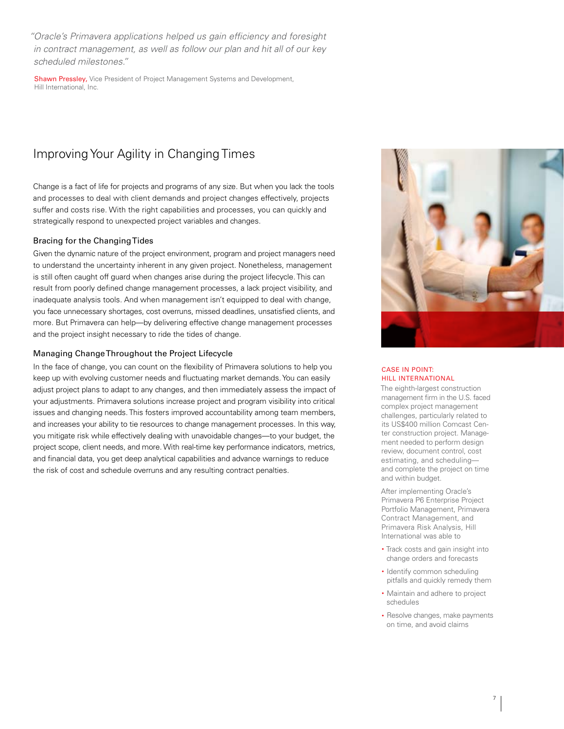*"Oracle's Primavera applications helped us gain efficiency and foresight in contract management, as well as follow our plan and hit all of our key scheduled milestones."*

Shawn Pressley, Vice President of Project Management Systems and Development, Hill International, Inc.

## Improving Your Agility in Changing Times

Change is a fact of life for projects and programs of any size. But when you lack the tools and processes to deal with client demands and project changes effectively, projects suffer and costs rise. With the right capabilities and processes, you can quickly and strategically respond to unexpected project variables and changes.

### Bracing for the Changing Tides

Given the dynamic nature of the project environment, program and project managers need to understand the uncertainty inherent in any given project. Nonetheless, management is still often caught off guard when changes arise during the project lifecycle. This can result from poorly defined change management processes, a lack project visibility, and inadequate analysis tools. And when management isn't equipped to deal with change, you face unnecessary shortages, cost overruns, missed deadlines, unsatisfied clients, and more. But Primavera can help—by delivering effective change management processes and the project insight necessary to ride the tides of change.

### Managing Change Throughout the Project Lifecycle

In the face of change, you can count on the flexibility of Primavera solutions to help you keep up with evolving customer needs and fluctuating market demands. You can easily adjust project plans to adapt to any changes, and then immediately assess the impact of your adjustments. Primavera solutions increase project and program visibility into critical issues and changing needs. This fosters improved accountability among team members, and increases your ability to tie resources to change management processes. In this way, you mitigate risk while effectively dealing with unavoidable changes—to your budget, the project scope, client needs, and more. With real-time key performance indicators, metrics, and financial data, you get deep analytical capabilities and advance warnings to reduce the risk of cost and schedule overruns and any resulting contract penalties.

### CASE IN POINT: HILL INTERNATIONAL

The eighth-largest construction management firm in the U.S. faced complex project management challenges, particularly related to its US$400 million Comcast Center construction project. Management needed to perform design review, document control, cost estimating, and scheduling—and complete the project on time and within budget.

After implementing Oracle's Primavera P6 Enterprise Project Portfolio Management, Primavera Contract Management, and Primavera Risk Analysis, Hill International was able to

- Track costs and gain insight into change orders and forecasts
- Identify common scheduling pitfalls and quickly remedy them
- Maintain and adhere to project schedules
- Resolve changes, make payments on time, and avoid claims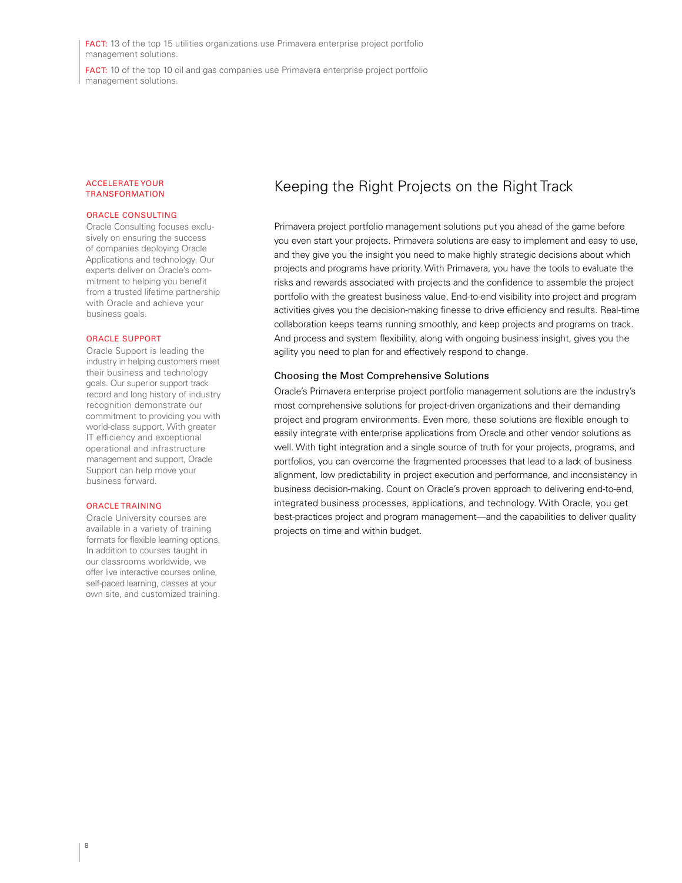**FACT:** 13 of the top 15 utilities organizations use Primavera enterprise project portfolio management solutions.

**FACT:** 10 of the top 10 oil and gas companies use Primavera enterprise project portfolio management solutions.

# Keeping the Right Projects on the Right Track

Primavera project portfolio management solutions put you ahead of the game before you even start your projects. Primavera solutions are easy to implement and easy to use, and they give you the insight you need to make highly strategic decisions about which projects and programs have priority. With Primavera, you have the tools to evaluate the risks and rewards associated with projects and the confidence to assemble the project portfolio with the greatest business value. End-to-end visibility into project and program activities gives you the decision-making finesse to drive efficiency and results. Real-time collaboration keeps teams running smoothly, and keep projects and programs on track. And process and system flexibility, along with ongoing business insight, gives you the agility you need to plan for and effectively respond to change.

## Choosing the Most Comprehensive Solutions

Oracle's Primavera enterprise project portfolio management solutions are the industry's most comprehensive solutions for project-driven organizations and their demanding project and program environments. Even more, these solutions are flexible enough to easily integrate with enterprise applications from Oracle and other vendor solutions as well. With tight integration and a single source of truth for your projects, programs, and portfolios, you can overcome the fragmented processes that lead to a lack of business alignment, low predictability in project execution and performance, and inconsistency in business decision-making. Count on Oracle's proven approach to delivering end-to-end, integrated business processes, applications, and technology. With Oracle, you get best-practices project and program management—and the capabilities to deliver quality projects on time and within budget.

## ACCELERATE YOUR TRANSFORMATION

### ORACLE CONSULTING

Oracle Consulting focuses exclusively on ensuring the success of companies deploying Oracle Applications and technology. Our experts deliver on Oracle's commitment to helping you benefit from a trusted lifetime partnership with Oracle and achieve your business goals.

### ORACLE SUPPORT

Oracle Support is leading the industry in helping customers meet their business and technology goals. Our superior support track record and long history of industry recognition demonstrate our commitment to providing you with world-class support. With greater IT efficiency and exceptional operational and infrastructure management and support, Oracle Support can help move your business forward.

### ORACLE TRAINING

Oracle University courses are available in a variety of training formats for flexible learning options. In addition to courses taught in our classrooms worldwide, we offer live interactive courses online, self-paced learning, classes at your own site, and customized training.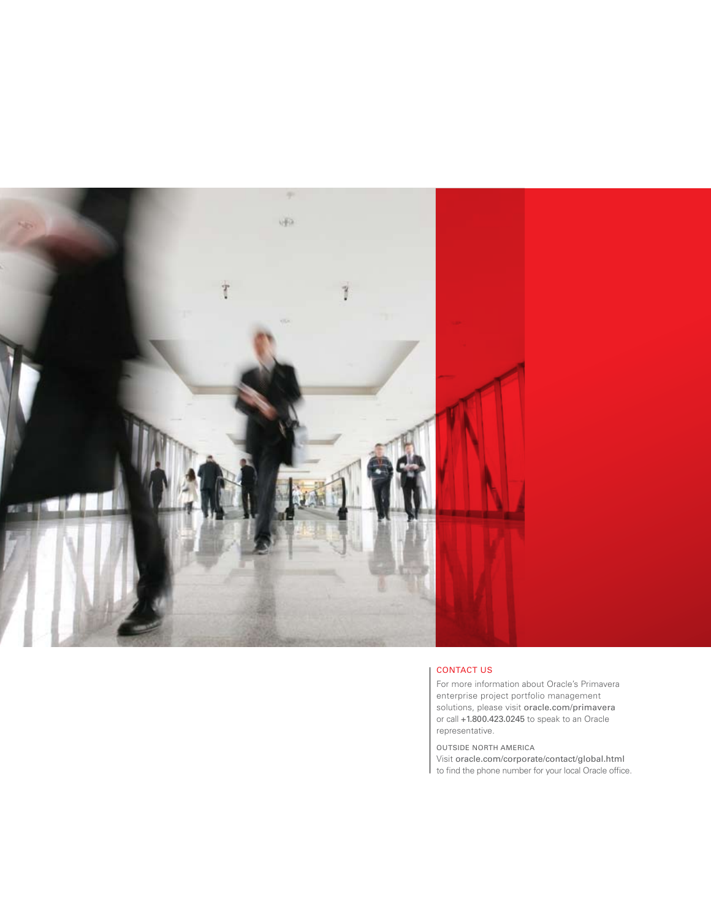## CONTACT US

For more information about Oracle's Primavera enterprise project portfolio management solutions, please visit oracle.com/primavera or call +1.800.423.0245 to speak to an Oracle representative.

OUTSIDE NORTH AMERICA

Visit oracle.com/corporate/contact/global.html to find the phone number for your local Oracle office.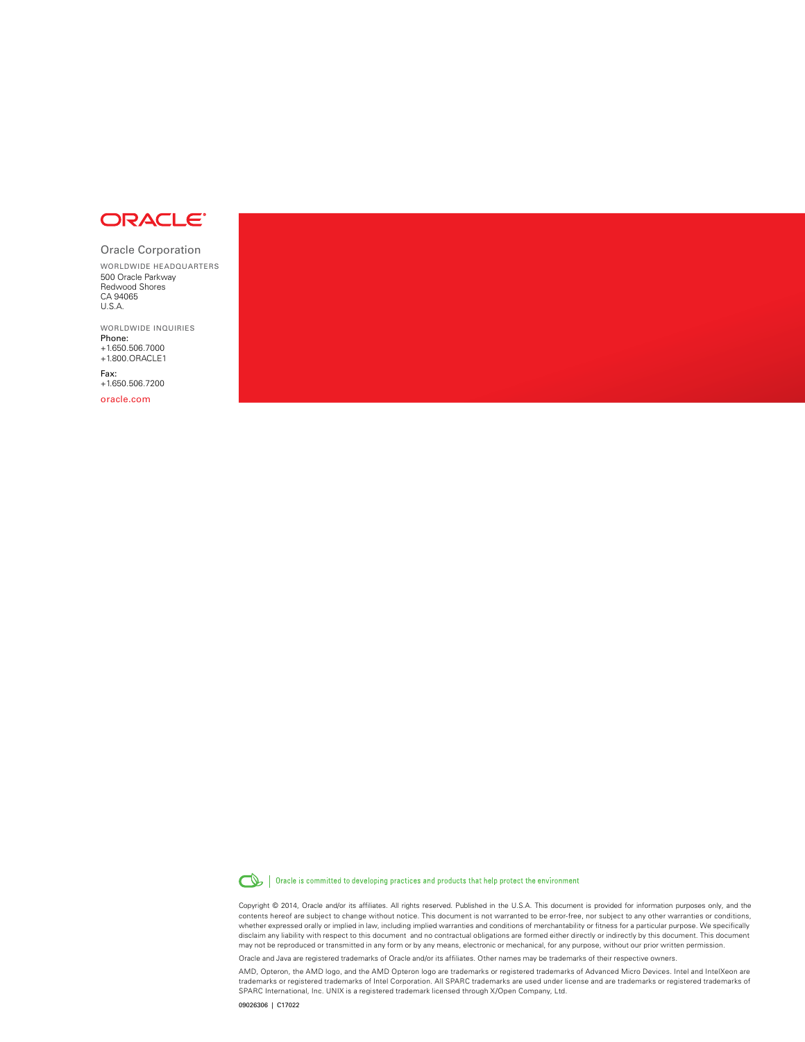ORACLE

Oracle Corporation

WORLDWIDE HEADQUARTERS
500 Oracle Parkway
Redwood Shores
CA 94065
U.S.A.

WORLDWIDE INQUIRIES
Phone:
+1.650.506.7000
+1.800.ORACLE1

Fax:
+1.650.506.7200

oracle.com

Oracle is committed to developing practices and products that help protect the environment

Copyright © 2014, Oracle and/or its affiliates. All rights reserved. Published in the U.S.A. This document is provided for information purposes only, and the contents hereof are subject to change without notice. This document is not warranted to be error-free, nor subject to any other warranties or conditions, whether expressed orally or implied in law, including implied warranties and conditions of merchantability or fitness for a particular purpose. We specifically disclaim any liability with respect to this document and no contractual obligations are formed either directly or indirectly by this document. This document may not be reproduced or transmitted in any form or by any means, electronic or mechanical, for any purpose, without our prior written permission.

Oracle and Java are registered trademarks of Oracle and/or its affiliates. Other names may be trademarks of their respective owners.

AMD, Opteron, the AMD logo, and the AMD Opteron logo are trademarks or registered trademarks of Advanced Micro Devices. Intel and IntelXeon are trademarks or registered trademarks of Intel Corporation. All SPARC trademarks are used under license and are trademarks or registered trademarks of SPARC International, Inc. UNIX is a registered trademark licensed through X/Open Company, Ltd.

09026306 | C17022